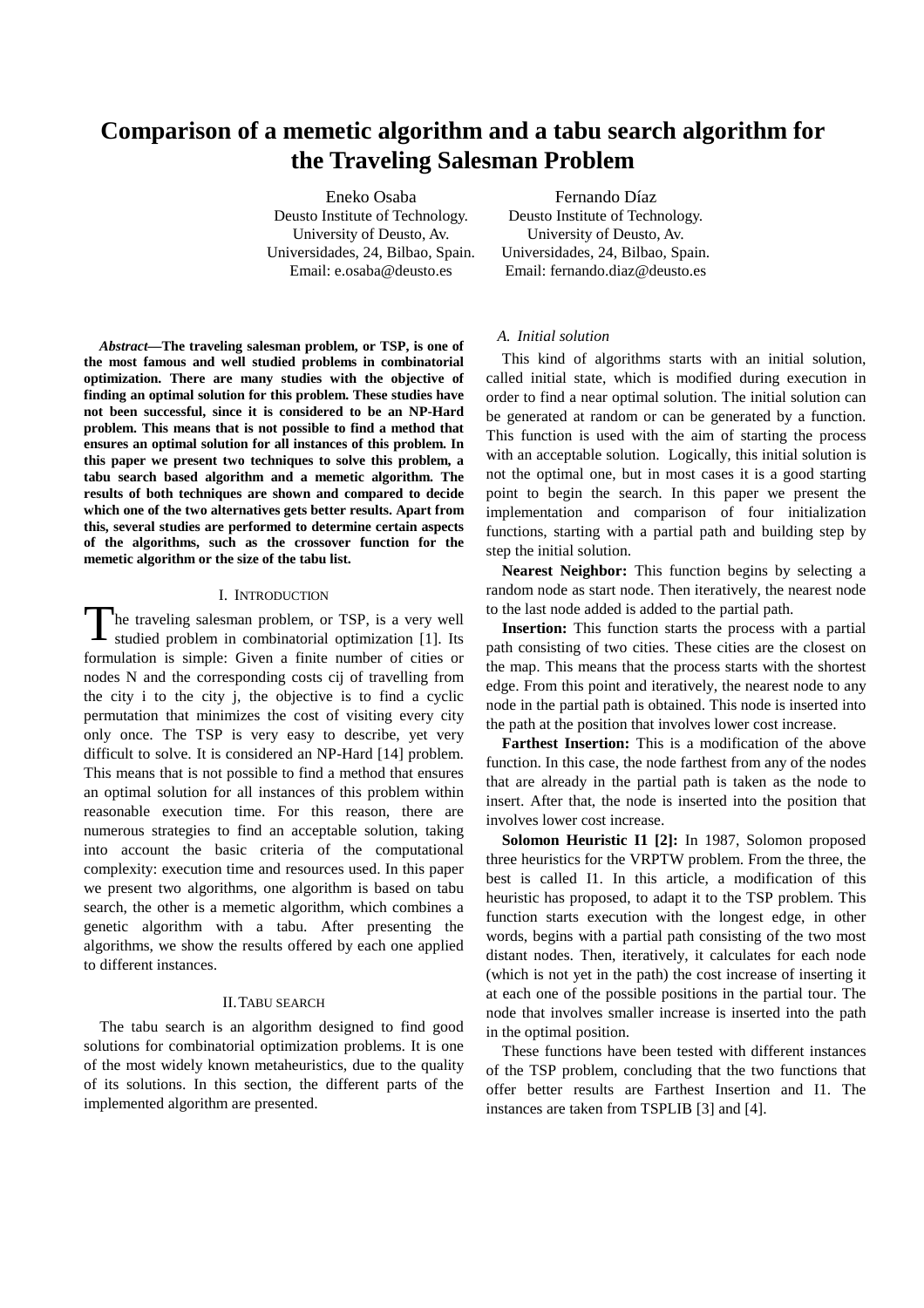# Comparison of a memetic algorithm and a tabu search algorithm for the Traveling Salesman Problem

Eneko Osaba
Deusto Institute of Technology.
University of Deusto, Av.
Universidades, 24, Bilbao, Spain.
Email: e.osaba@deusto.es

Fernando Díaz
Deusto Institute of Technology.
University of Deusto, Av.
Universidades, 24, Bilbao, Spain.
Email: fernando.diaz@deusto.es

***Abstract*—The traveling salesman problem, or TSP, is one of the most famous and well studied problems in combinatorial optimization. There are many studies with the objective of finding an optimal solution for this problem. These studies have not been successful, since it is considered to be an NP-Hard problem. This means that is not possible to find a method that ensures an optimal solution for all instances of this problem. In this paper we present two techniques to solve this problem, a tabu search based algorithm and a memetic algorithm. The results of both techniques are shown and compared to decide which one of the two alternatives gets better results. Apart from this, several studies are performed to determine certain aspects of the algorithms, such as the crossover function for the memetic algorithm or the size of the tabu list.**

## I. Introduction

The traveling salesman problem, or TSP, is a very well studied problem in combinatorial optimization [1]. Its formulation is simple: Given a finite number of cities or nodes N and the corresponding costs cij of travelling from the city i to the city j, the objective is to find a cyclic permutation that minimizes the cost of visiting every city only once. The TSP is very easy to describe, yet very difficult to solve. It is considered an NP-Hard [14] problem. This means that is not possible to find a method that ensures an optimal solution for all instances of this problem within reasonable execution time. For this reason, there are numerous strategies to find an acceptable solution, taking into account the basic criteria of the computational complexity: execution time and resources used. In this paper we present two algorithms, one algorithm is based on tabu search, the other is a memetic algorithm, which combines a genetic algorithm with a tabu. After presenting the algorithms, we show the results offered by each one applied to different instances.

## II. Tabu search

The tabu search is an algorithm designed to find good solutions for combinatorial optimization problems. It is one of the most widely known metaheuristics, due to the quality of its solutions. In this section, the different parts of the implemented algorithm are presented.

### *A. Initial solution*

This kind of algorithms starts with an initial solution, called initial state, which is modified during execution in order to find a near optimal solution. The initial solution can be generated at random or can be generated by a function. This function is used with the aim of starting the process with an acceptable solution. Logically, this initial solution is not the optimal one, but in most cases it is a good starting point to begin the search. In this paper we present the implementation and comparison of four initialization functions, starting with a partial path and building step by step the initial solution.

**Nearest Neighbor:** This function begins by selecting a random node as start node. Then iteratively, the nearest node to the last node added is added to the partial path.

**Insertion:** This function starts the process with a partial path consisting of two cities. These cities are the closest on the map. This means that the process starts with the shortest edge. From this point and iteratively, the nearest node to any node in the partial path is obtained. This node is inserted into the path at the position that involves lower cost increase.

**Farthest Insertion:** This is a modification of the above function. In this case, the node farthest from any of the nodes that are already in the partial path is taken as the node to insert. After that, the node is inserted into the position that involves lower cost increase.

**Solomon Heuristic I1 [2]:** In 1987, Solomon proposed three heuristics for the VRPTW problem. From the three, the best is called I1. In this article, a modification of this heuristic has proposed, to adapt it to the TSP problem. This function starts execution with the longest edge, in other words, begins with a partial path consisting of the two most distant nodes. Then, iteratively, it calculates for each node (which is not yet in the path) the cost increase of inserting it at each one of the possible positions in the partial tour. The node that involves smaller increase is inserted into the path in the optimal position.

These functions have been tested with different instances of the TSP problem, concluding that the two functions that offer better results are Farthest Insertion and I1. The instances are taken from TSPLIB [3] and [4].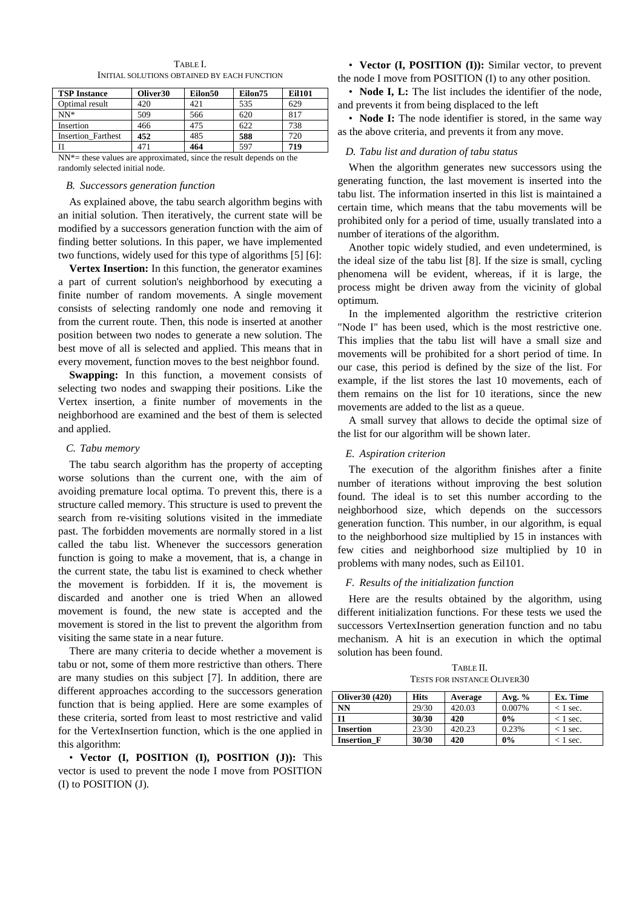TABLE I.
INITIAL SOLUTIONS OBTAINED BY EACH FUNCTION

| TSP Instance | Oliver30 | Eilon50 | Eilon75 | Eil101 |
|---|---|---|---|---|
| Optimal result | 420 | 421 | 535 | 629 |
| NN* | 509 | 566 | 620 | 817 |
| Insertion | 466 | 475 | 622 | 738 |
| Insertion_Farthest | **452** | 485 | **588** | 720 |
| I1 | 471 | **464** | 597 | **719** |

NN*= these values are approximated, since the result depends on the randomly selected initial node.

### B. Successors generation function

As explained above, the tabu search algorithm begins with an initial solution. Then iteratively, the current state will be modified by a successors generation function with the aim of finding better solutions. In this paper, we have implemented two functions, widely used for this type of algorithms [5] [6]:

**Vertex Insertion:** In this function, the generator examines a part of current solution's neighborhood by executing a finite number of random movements. A single movement consists of selecting randomly one node and removing it from the current route. Then, this node is inserted at another position between two nodes to generate a new solution. The best move of all is selected and applied. This means that in every movement, function moves to the best neighbor found.

**Swapping:** In this function, a movement consists of selecting two nodes and swapping their positions. Like the Vertex insertion, a finite number of movements in the neighborhood are examined and the best of them is selected and applied.

### C. Tabu memory

The tabu search algorithm has the property of accepting worse solutions than the current one, with the aim of avoiding premature local optima. To prevent this, there is a structure called memory. This structure is used to prevent the search from re-visiting solutions visited in the immediate past. The forbidden movements are normally stored in a list called the tabu list. Whenever the successors generation function is going to make a movement, that is, a change in the current state, the tabu list is examined to check whether the movement is forbidden. If it is, the movement is discarded and another one is tried When an allowed movement is found, the new state is accepted and the movement is stored in the list to prevent the algorithm from visiting the same state in a near future.

There are many criteria to decide whether a movement is tabu or not, some of them more restrictive than others. There are many studies on this subject [7]. In addition, there are different approaches according to the successors generation function that is being applied. Here are some examples of these criteria, sorted from least to most restrictive and valid for the VertexInsertion function, which is the one applied in this algorithm:

- **Vector (I, POSITION (I), POSITION (J)):** This vector is used to prevent the node I move from POSITION (I) to POSITION (J).
- **Vector (I, POSITION (I)):** Similar vector, to prevent the node I move from POSITION (I) to any other position.
- **Node I, L:** The list includes the identifier of the node, and prevents it from being displaced to the left
- **Node I:** The node identifier is stored, in the same way as the above criteria, and prevents it from any move.

### D. Tabu list and duration of tabu status

When the algorithm generates new successors using the generating function, the last movement is inserted into the tabu list. The information inserted in this list is maintained a certain time, which means that the tabu movements will be prohibited only for a period of time, usually translated into a number of iterations of the algorithm.

Another topic widely studied, and even undetermined, is the ideal size of the tabu list [8]. If the size is small, cycling phenomena will be evident, whereas, if it is large, the process might be driven away from the vicinity of global optimum.

In the implemented algorithm the restrictive criterion "Node I" has been used, which is the most restrictive one. This implies that the tabu list will have a small size and movements will be prohibited for a short period of time. In our case, this period is defined by the size of the list. For example, if the list stores the last 10 movements, each of them remains on the list for 10 iterations, since the new movements are added to the list as a queue.

A small survey that allows to decide the optimal size of the list for our algorithm will be shown later.

### E. Aspiration criterion

The execution of the algorithm finishes after a finite number of iterations without improving the best solution found. The ideal is to set this number according to the neighborhood size, which depends on the successors generation function. This number, in our algorithm, is equal to the neighborhood size multiplied by 15 in instances with few cities and neighborhood size multiplied by 10 in problems with many nodes, such as Eil101.

### F. Results of the initialization function

Here are the results obtained by the algorithm, using different initialization functions. For these tests we used the successors VertexInsertion generation function and no tabu mechanism. A hit is an execution in which the optimal solution has been found.

TABLE II.
TESTS FOR INSTANCE OLIVER30

| Oliver30 (420) | Hits | Average | Avg. % | Ex. Time |
|---|---|---|---|---|
| NN | 29/30 | 420.03 | 0.007% | < 1 sec. |
| I1 | **30/30** | **420** | **0%** | < 1 sec. |
| Insertion | 23/30 | 420.23 | 0.23% | < 1 sec. |
| Insertion_F | **30/30** | **420** | **0%** | < 1 sec. |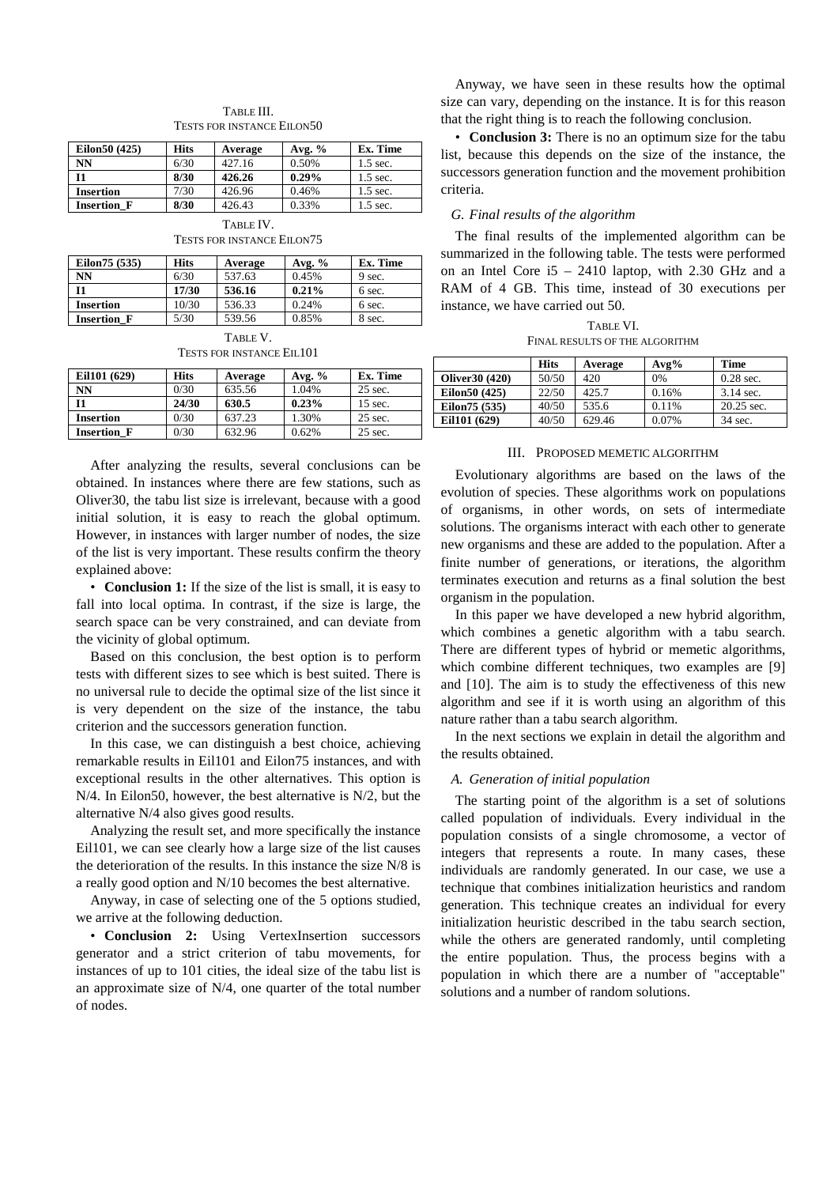TABLE III.
TESTS FOR INSTANCE EILON50

| Eilon50 (425) | Hits | Average | Avg. % | Ex. Time |
|---|---|---|---|---|
| NN | 6/30 | 427.16 | 0.50% | 1.5 sec. |
| I1 | **8/30** | **426.26** | **0.29%** | 1.5 sec. |
| Insertion | 7/30 | 426.96 | 0.46% | 1.5 sec. |
| Insertion_F | **8/30** | 426.43 | 0.33% | 1.5 sec. |

TABLE IV.
TESTS FOR INSTANCE EILON75

| Eilon75 (535) | Hits | Average | Avg. % | Ex. Time |
|---|---|---|---|---|
| NN | 6/30 | 537.63 | 0.45% | 9 sec. |
| I1 | **17/30** | **536.16** | **0.21%** | 6 sec. |
| Insertion | 10/30 | 536.33 | 0.24% | 6 sec. |
| Insertion_F | 5/30 | 539.56 | 0.85% | 8 sec. |

TABLE V.
TESTS FOR INSTANCE EIL101

| Eil101 (629) | Hits | Average | Avg. % | Ex. Time |
|---|---|---|---|---|
| NN | 0/30 | 635.56 | 1.04% | 25 sec. |
| I1 | **24/30** | **630.5** | **0.23%** | 15 sec. |
| Insertion | 0/30 | 637.23 | 1.30% | 25 sec. |
| Insertion_F | 0/30 | 632.96 | 0.62% | 25 sec. |

After analyzing the results, several conclusions can be obtained. In instances where there are few stations, such as Oliver30, the tabu list size is irrelevant, because with a good initial solution, it is easy to reach the global optimum. However, in instances with larger number of nodes, the size of the list is very important. These results confirm the theory explained above:

• **Conclusion 1:** If the size of the list is small, it is easy to fall into local optima. In contrast, if the size is large, the search space can be very constrained, and can deviate from the vicinity of global optimum.

Based on this conclusion, the best option is to perform tests with different sizes to see which is best suited. There is no universal rule to decide the optimal size of the list since it is very dependent on the size of the instance, the tabu criterion and the successors generation function.

In this case, we can distinguish a best choice, achieving remarkable results in Eil101 and Eilon75 instances, and with exceptional results in the other alternatives. This option is N/4. In Eilon50, however, the best alternative is N/2, but the alternative N/4 also gives good results.

Analyzing the result set, and more specifically the instance Eil101, we can see clearly how a large size of the list causes the deterioration of the results. In this instance the size N/8 is a really good option and N/10 becomes the best alternative.

Anyway, in case of selecting one of the 5 options studied, we arrive at the following deduction.

• **Conclusion 2:** Using VertexInsertion successors generator and a strict criterion of tabu movements, for instances of up to 101 cities, the ideal size of the tabu list is an approximate size of N/4, one quarter of the total number of nodes.

Anyway, we have seen in these results how the optimal size can vary, depending on the instance. It is for this reason that the right thing is to reach the following conclusion.

• **Conclusion 3:** There is no an optimum size for the tabu list, because this depends on the size of the instance, the successors generation function and the movement prohibition criteria.

### *G. Final results of the algorithm*

The final results of the implemented algorithm can be summarized in the following table. The tests were performed on an Intel Core i5 – 2410 laptop, with 2.30 GHz and a RAM of 4 GB. This time, instead of 30 executions per instance, we have carried out 50.

TABLE VI.
FINAL RESULTS OF THE ALGORITHM

| | Hits | Average | Avg% | Time |
|---|---|---|---|---|
| **Oliver30 (420)** | 50/50 | 420 | 0% | 0.28 sec. |
| **Eilon50 (425)** | 22/50 | 425.7 | 0.16% | 3.14 sec. |
| **Eilon75 (535)** | 40/50 | 535.6 | 0.11% | 20.25 sec. |
| **Eil101 (629)** | 40/50 | 629.46 | 0.07% | 34 sec. |

## III. PROPOSED MEMETIC ALGORITHM

Evolutionary algorithms are based on the laws of the evolution of species. These algorithms work on populations of organisms, in other words, on sets of intermediate solutions. The organisms interact with each other to generate new organisms and these are added to the population. After a finite number of generations, or iterations, the algorithm terminates execution and returns as a final solution the best organism in the population.

In this paper we have developed a new hybrid algorithm, which combines a genetic algorithm with a tabu search. There are different types of hybrid or memetic algorithms, which combine different techniques, two examples are [9] and [10]. The aim is to study the effectiveness of this new algorithm and see if it is worth using an algorithm of this nature rather than a tabu search algorithm.

In the next sections we explain in detail the algorithm and the results obtained.

### *A. Generation of initial population*

The starting point of the algorithm is a set of solutions called population of individuals. Every individual in the population consists of a single chromosome, a vector of integers that represents a route. In many cases, these individuals are randomly generated. In our case, we use a technique that combines initialization heuristics and random generation. This technique creates an individual for every initialization heuristic described in the tabu search section, while the others are generated randomly, until completing the entire population. Thus, the process begins with a population in which there are a number of "acceptable" solutions and a number of random solutions.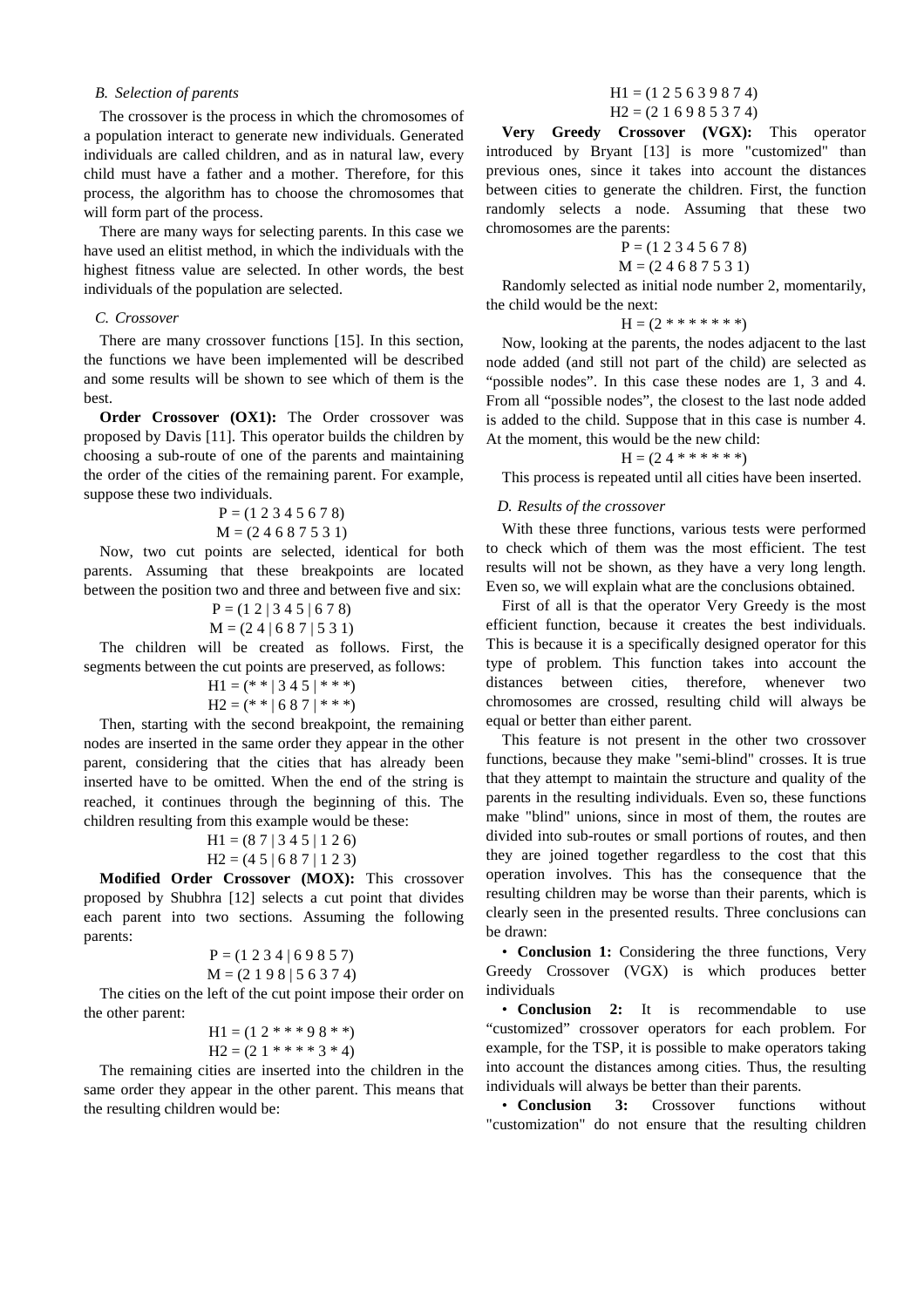### B. Selection of parents

The crossover is the process in which the chromosomes of a population interact to generate new individuals. Generated individuals are called children, and as in natural law, every child must have a father and a mother. Therefore, for this process, the algorithm has to choose the chromosomes that will form part of the process.

There are many ways for selecting parents. In this case we have used an elitist method, in which the individuals with the highest fitness value are selected. In other words, the best individuals of the population are selected.

### C. Crossover

There are many crossover functions [15]. In this section, the functions we have been implemented will be described and some results will be shown to see which of them is the best.

**Order Crossover (OX1):** The Order crossover was proposed by Davis [11]. This operator builds the children by choosing a sub-route of one of the parents and maintaining the order of the cities of the remaining parent. For example, suppose these two individuals.

P = (1 2 3 4 5 6 7 8)
M = (2 4 6 8 7 5 3 1)

Now, two cut points are selected, identical for both parents. Assuming that these breakpoints are located between the position two and three and between five and six:

P = (1 2 | 3 4 5 | 6 7 8)
M = (2 4 | 6 8 7 | 5 3 1)

The children will be created as follows. First, the segments between the cut points are preserved, as follows:

H1 = (* * | 3 4 5 | * * *)
H2 = (* * | 6 8 7 | * * *)

Then, starting with the second breakpoint, the remaining nodes are inserted in the same order they appear in the other parent, considering that the cities that has already been inserted have to be omitted. When the end of the string is reached, it continues through the beginning of this. The children resulting from this example would be these:

H1 = (8 7 | 3 4 5 | 1 2 6)
H2 = (4 5 | 6 8 7 | 1 2 3)

**Modified Order Crossover (MOX):** This crossover proposed by Shubhra [12] selects a cut point that divides each parent into two sections. Assuming the following parents:

P = (1 2 3 4 | 6 9 8 5 7)
M = (2 1 9 8 | 5 6 3 7 4)

The cities on the left of the cut point impose their order on the other parent:

H1 = (1 2 * * * 9 8 * *)
H2 = (2 1 * * * * 3 * 4)

The remaining cities are inserted into the children in the same order they appear in the other parent. This means that the resulting children would be:

H1 = (1 2 5 6 3 9 8 7 4)
H2 = (2 1 6 9 8 5 3 7 4)

**Very Greedy Crossover (VGX):** This operator introduced by Bryant [13] is more "customized" than previous ones, since it takes into account the distances between cities to generate the children. First, the function randomly selects a node. Assuming that these two chromosomes are the parents:

P = (1 2 3 4 5 6 7 8)
M = (2 4 6 8 7 5 3 1)

Randomly selected as initial node number 2, momentarily, the child would be the next:

H = (2 * * * * * * *)

Now, looking at the parents, the nodes adjacent to the last node added (and still not part of the child) are selected as "possible nodes". In this case these nodes are 1, 3 and 4. From all "possible nodes", the closest to the last node added is added to the child. Suppose that in this case is number 4. At the moment, this would be the new child:

H = (2 4 * * * * * *)

This process is repeated until all cities have been inserted.

### D. Results of the crossover

With these three functions, various tests were performed to check which of them was the most efficient. The test results will not be shown, as they have a very long length. Even so, we will explain what are the conclusions obtained.

First of all is that the operator Very Greedy is the most efficient function, because it creates the best individuals. This is because it is a specifically designed operator for this type of problem. This function takes into account the distances between cities, therefore, whenever two chromosomes are crossed, resulting child will always be equal or better than either parent.

This feature is not present in the other two crossover functions, because they make "semi-blind" crosses. It is true that they attempt to maintain the structure and quality of the parents in the resulting individuals. Even so, these functions make "blind" unions, since in most of them, the routes are divided into sub-routes or small portions of routes, and then they are joined together regardless to the cost that this operation involves. This has the consequence that the resulting children may be worse than their parents, which is clearly seen in the presented results. Three conclusions can be drawn:

- **Conclusion 1:** Considering the three functions, Very Greedy Crossover (VGX) is which produces better individuals
- **Conclusion 2:** It is recommendable to use "customized" crossover operators for each problem. For example, for the TSP, it is possible to make operators taking into account the distances among cities. Thus, the resulting individuals will always be better than their parents.
- **Conclusion 3:** Crossover functions without "customization" do not ensure that the resulting children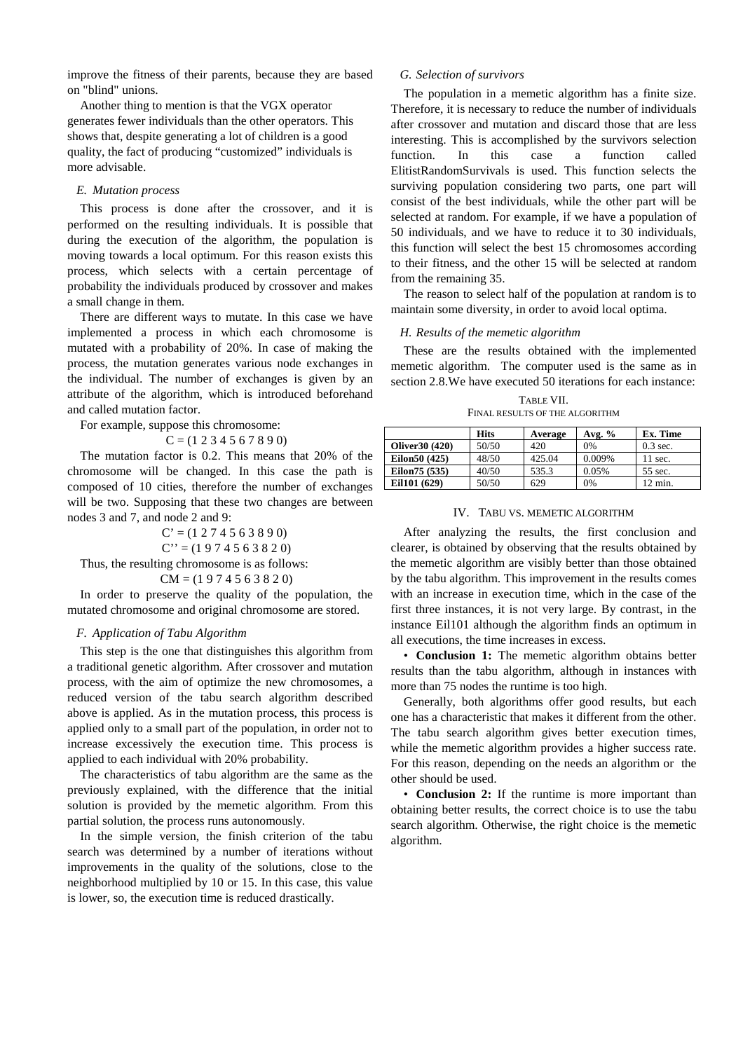improve the fitness of their parents, because they are based on "blind" unions.

Another thing to mention is that the VGX operator generates fewer individuals than the other operators. This shows that, despite generating a lot of children is a good quality, the fact of producing "customized" individuals is more advisable.

### *E. Mutation process*

This process is done after the crossover, and it is performed on the resulting individuals. It is possible that during the execution of the algorithm, the population is moving towards a local optimum. For this reason exists this process, which selects with a certain percentage of probability the individuals produced by crossover and makes a small change in them.

There are different ways to mutate. In this case we have implemented a process in which each chromosome is mutated with a probability of 20%. In case of making the process, the mutation generates various node exchanges in the individual. The number of exchanges is given by an attribute of the algorithm, which is introduced beforehand and called mutation factor.

For example, suppose this chromosome:

$$C = (1\ 2\ 3\ 4\ 5\ 6\ 7\ 8\ 9\ 0)$$

The mutation factor is 0.2. This means that 20% of the chromosome will be changed. In this case the path is composed of 10 cities, therefore the number of exchanges will be two. Supposing that these two changes are between nodes 3 and 7, and node 2 and 9:

$$C' = (1\ 2\ 7\ 4\ 5\ 6\ 3\ 8\ 9\ 0)$$
$$C'' = (1\ 9\ 7\ 4\ 5\ 6\ 3\ 8\ 2\ 0)$$

Thus, the resulting chromosome is as follows:

$$CM = (1\ 9\ 7\ 4\ 5\ 6\ 3\ 8\ 2\ 0)$$

In order to preserve the quality of the population, the mutated chromosome and original chromosome are stored.

### *F. Application of Tabu Algorithm*

This step is the one that distinguishes this algorithm from a traditional genetic algorithm. After crossover and mutation process, with the aim of optimize the new chromosomes, a reduced version of the tabu search algorithm described above is applied. As in the mutation process, this process is applied only to a small part of the population, in order not to increase excessively the execution time. This process is applied to each individual with 20% probability.

The characteristics of tabu algorithm are the same as the previously explained, with the difference that the initial solution is provided by the memetic algorithm. From this partial solution, the process runs autonomously.

In the simple version, the finish criterion of the tabu search was determined by a number of iterations without improvements in the quality of the solutions, close to the neighborhood multiplied by 10 or 15. In this case, this value is lower, so, the execution time is reduced drastically.

### *G. Selection of survivors*

The population in a memetic algorithm has a finite size. Therefore, it is necessary to reduce the number of individuals after crossover and mutation and discard those that are less interesting. This is accomplished by the survivors selection function. In this case a function called ElitistRandomSurvivals is used. This function selects the surviving population considering two parts, one part will consist of the best individuals, while the other part will be selected at random. For example, if we have a population of 50 individuals, and we have to reduce it to 30 individuals, this function will select the best 15 chromosomes according to their fitness, and the other 15 will be selected at random from the remaining 35.

The reason to select half of the population at random is to maintain some diversity, in order to avoid local optima.

### *H. Results of the memetic algorithm*

These are the results obtained with the implemented memetic algorithm. The computer used is the same as in section 2.8.We have executed 50 iterations for each instance:

TABLE VII.
FINAL RESULTS OF THE ALGORITHM

| | Hits | Average | Avg. % | Ex. Time |
|---|---|---|---|---|
| **Oliver30 (420)** | 50/50 | 420 | 0% | 0.3 sec. |
| **Eilon50 (425)** | 48/50 | 425.04 | 0.009% | 11 sec. |
| **Eilon75 (535)** | 40/50 | 535.3 | 0.05% | 55 sec. |
| **Eil101 (629)** | 50/50 | 629 | 0% | 12 min. |

## IV. TABU VS. MEMETIC ALGORITHM

After analyzing the results, the first conclusion and clearer, is obtained by observing that the results obtained by the memetic algorithm are visibly better than those obtained by the tabu algorithm. This improvement in the results comes with an increase in execution time, which in the case of the first three instances, it is not very large. By contrast, in the instance Eil101 although the algorithm finds an optimum in all executions, the time increases in excess.

- **Conclusion 1:** The memetic algorithm obtains better results than the tabu algorithm, although in instances with more than 75 nodes the runtime is too high.

Generally, both algorithms offer good results, but each one has a characteristic that makes it different from the other. The tabu search algorithm gives better execution times, while the memetic algorithm provides a higher success rate. For this reason, depending on the needs an algorithm or the other should be used.

- **Conclusion 2:** If the runtime is more important than obtaining better results, the correct choice is to use the tabu search algorithm. Otherwise, the right choice is the memetic algorithm.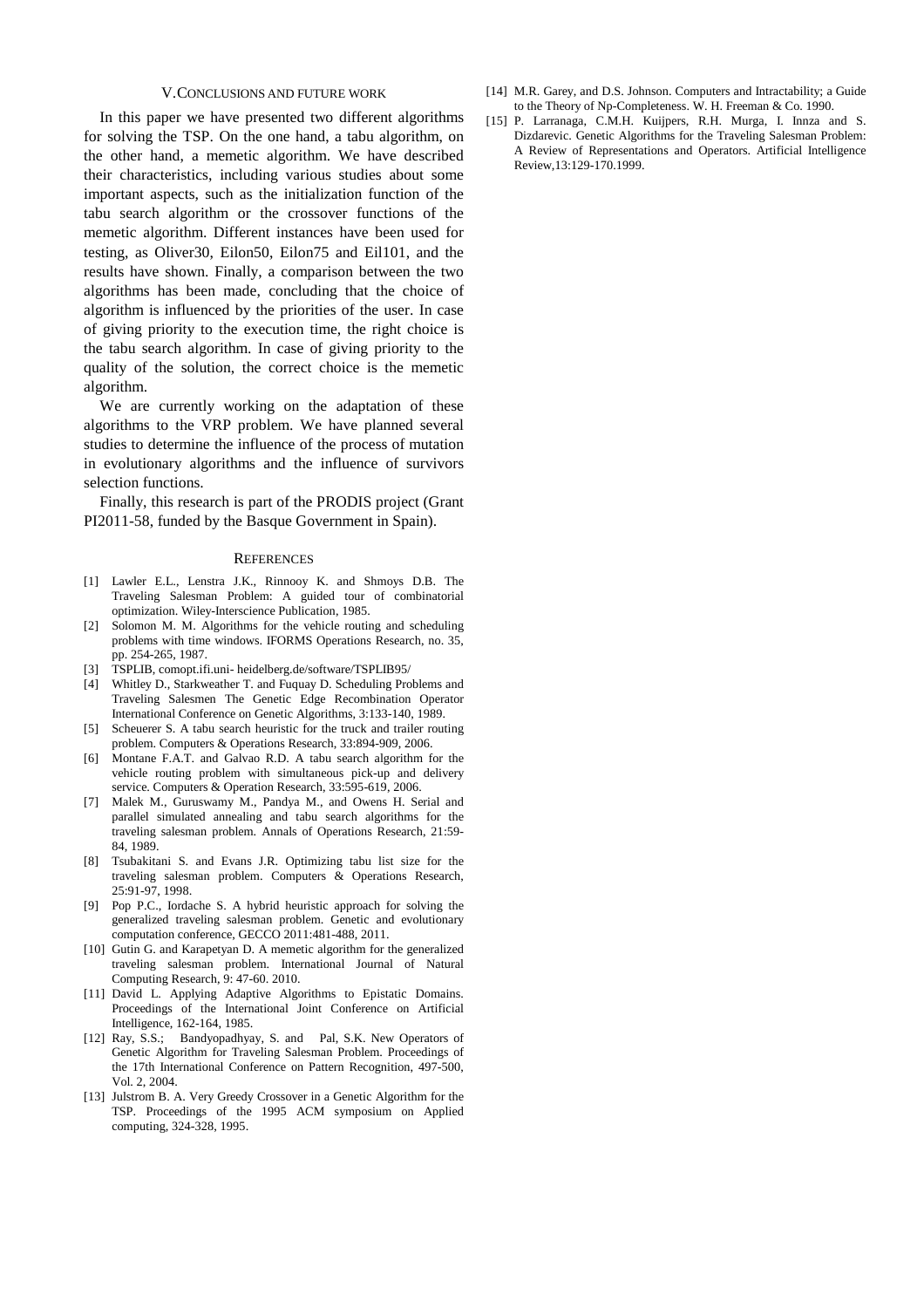## V. CONCLUSIONS AND FUTURE WORK

In this paper we have presented two different algorithms for solving the TSP. On the one hand, a tabu algorithm, on the other hand, a memetic algorithm. We have described their characteristics, including various studies about some important aspects, such as the initialization function of the tabu search algorithm or the crossover functions of the memetic algorithm. Different instances have been used for testing, as Oliver30, Eilon50, Eilon75 and Eil101, and the results have shown. Finally, a comparison between the two algorithms has been made, concluding that the choice of algorithm is influenced by the priorities of the user. In case of giving priority to the execution time, the right choice is the tabu search algorithm. In case of giving priority to the quality of the solution, the correct choice is the memetic algorithm.

We are currently working on the adaptation of these algorithms to the VRP problem. We have planned several studies to determine the influence of the process of mutation in evolutionary algorithms and the influence of survivors selection functions.

Finally, this research is part of the PRODIS project (Grant PI2011-58, funded by the Basque Government in Spain).

## REFERENCES

[1] Lawler E.L., Lenstra J.K., Rinnooy K. and Shmoys D.B. The Traveling Salesman Problem: A guided tour of combinatorial optimization. Wiley-Interscience Publication, 1985.

[2] Solomon M. M. Algorithms for the vehicle routing and scheduling problems with time windows. IFORMS Operations Research, no. 35, pp. 254-265, 1987.

[3] TSPLIB, comopt.ifi.uni- heidelberg.de/software/TSPLIB95/

[4] Whitley D., Starkweather T. and Fuquay D. Scheduling Problems and Traveling Salesmen The Genetic Edge Recombination Operator International Conference on Genetic Algorithms, 3:133-140, 1989.

[5] Scheuerer S. A tabu search heuristic for the truck and trailer routing problem. Computers & Operations Research, 33:894-909, 2006.

[6] Montane F.A.T. and Galvao R.D. A tabu search algorithm for the vehicle routing problem with simultaneous pick-up and delivery service. Computers & Operation Research, 33:595-619, 2006.

[7] Malek M., Guruswamy M., Pandya M., and Owens H. Serial and parallel simulated annealing and tabu search algorithms for the traveling salesman problem. Annals of Operations Research, 21:59-84, 1989.

[8] Tsubakitani S. and Evans J.R. Optimizing tabu list size for the traveling salesman problem. Computers & Operations Research, 25:91-97, 1998.

[9] Pop P.C., Iordache S. A hybrid heuristic approach for solving the generalized traveling salesman problem. Genetic and evolutionary computation conference, GECCO 2011:481-488, 2011.

[10] Gutin G. and Karapetyan D. A memetic algorithm for the generalized traveling salesman problem. International Journal of Natural Computing Research, 9: 47-60. 2010.

[11] David L. Applying Adaptive Algorithms to Epistatic Domains. Proceedings of the International Joint Conference on Artificial Intelligence, 162-164, 1985.

[12] Ray, S.S.; Bandyopadhyay, S. and Pal, S.K. New Operators of Genetic Algorithm for Traveling Salesman Problem. Proceedings of the 17th International Conference on Pattern Recognition, 497-500, Vol. 2, 2004.

[13] Julstrom B. A. Very Greedy Crossover in a Genetic Algorithm for the TSP. Proceedings of the 1995 ACM symposium on Applied computing, 324-328, 1995.

[14] M.R. Garey, and D.S. Johnson. Computers and Intractability; a Guide to the Theory of Np-Completeness. W. H. Freeman & Co. 1990.

[15] P. Larranaga, C.M.H. Kuijpers, R.H. Murga, I. Innza and S. Dizdarevic. Genetic Algorithms for the Traveling Salesman Problem: A Review of Representations and Operators. Artificial Intelligence Review,13:129-170.1999.